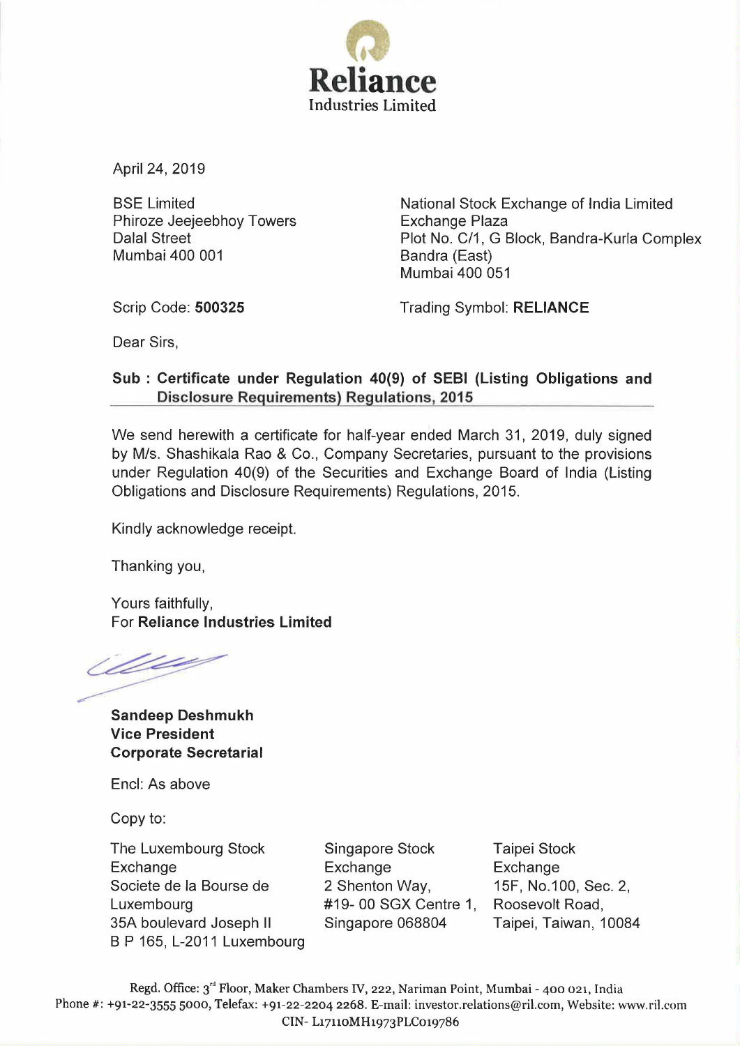**Reliance**
Industries Limited

April 24, 2019

BSE Limited
Phiroze Jeejeebhoy Towers
Dalal Street
Mumbai 400 001

National Stock Exchange of India Limited
Exchange Plaza
Plot No. C/1, G Block, Bandra-Kurla Complex
Bandra (East)
Mumbai 400 051

Scrip Code: **500325**

Trading Symbol: **RELIANCE**

Dear Sirs,

**Sub : Certificate under Regulation 40(9) of SEBI (Listing Obligations and Disclosure Requirements) Regulations, 2015**

We send herewith a certificate for half-year ended March 31, 2019, duly signed by M/s. Shashikala Rao & Co., Company Secretaries, pursuant to the provisions under Regulation 40(9) of the Securities and Exchange Board of India (Listing Obligations and Disclosure Requirements) Regulations, 2015.

Kindly acknowledge receipt.

Thanking you,

Yours faithfully,
For **Reliance Industries Limited**

**Sandeep Deshmukh**
**Vice President**
**Corporate Secretarial**

Encl: As above

Copy to:

The Luxembourg Stock Exchange
Societe de la Bourse de Luxembourg
35A boulevard Joseph II
B P 165, L-2011 Luxembourg

Singapore Stock Exchange
2 Shenton Way,
#19- 00 SGX Centre 1,
Singapore 068804

Taipei Stock Exchange
15F, No.100, Sec. 2,
Roosevolt Road,
Taipei, Taiwan, 10084

Regd. Office: 3rd Floor, Maker Chambers IV, 222, Nariman Point, Mumbai - 400 021, India
Phone #: +91-22-3555 5000, Telefax: +91-22-2204 2268. E-mail: investor.relations@ril.com, Website: www.ril.com
CIN- L17110MH1973PLC019786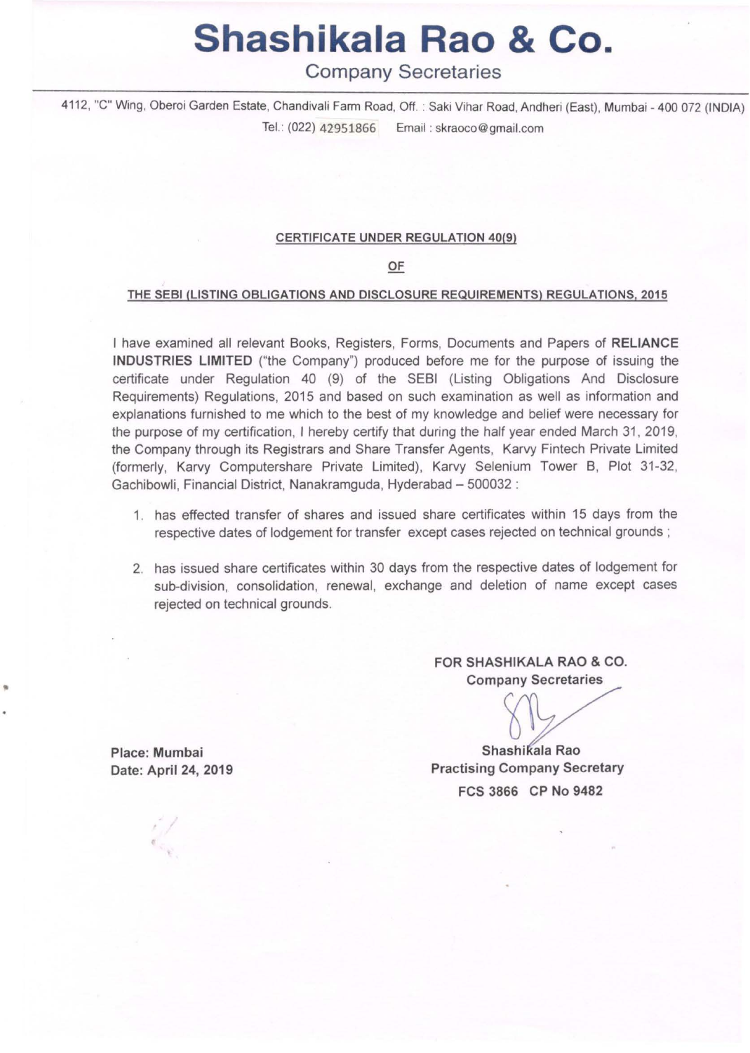# Shashikala Rao & Co.

Company Secretaries

4112, "C" Wing, Oberoi Garden Estate, Chandivali Farm Road, Off. : Saki Vihar Road, Andheri (East), Mumbai - 400 072 (INDIA)
Tel.: (022) 42951866 Email : skraoco@gmail.com

**CERTIFICATE UNDER REGULATION 40(9)**

**OF**

**THE SEBI (LISTING OBLIGATIONS AND DISCLOSURE REQUIREMENTS) REGULATIONS, 2015**

I have examined all relevant Books, Registers, Forms, Documents and Papers of **RELIANCE INDUSTRIES LIMITED** ("the Company") produced before me for the purpose of issuing the certificate under Regulation 40 (9) of the SEBI (Listing Obligations And Disclosure Requirements) Regulations, 2015 and based on such examination as well as information and explanations furnished to me which to the best of my knowledge and belief were necessary for the purpose of my certification, I hereby certify that during the half year ended March 31, 2019, the Company through its Registrars and Share Transfer Agents, Karvy Fintech Private Limited (formerly, Karvy Computershare Private Limited), Karvy Selenium Tower B, Plot 31-32, Gachibowli, Financial District, Nanakramguda, Hyderabad – 500032 :

1. has effected transfer of shares and issued share certificates within 15 days from the respective dates of lodgement for transfer except cases rejected on technical grounds ;
2. has issued share certificates within 30 days from the respective dates of lodgement for sub-division, consolidation, renewal, exchange and deletion of name except cases rejected on technical grounds.

**FOR SHASHIKALA RAO & CO.**
**Company Secretaries**

Shashikala Rao
**Practising Company Secretary**
**FCS 3866 CP No 9482**

**Place: Mumbai**
**Date: April 24, 2019**